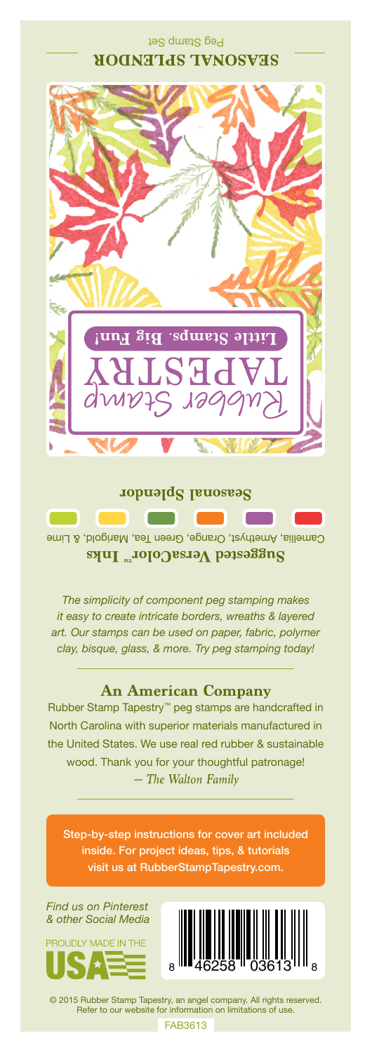## SEASONAL SPLENDOR

Peg Stamp Set

Rubber Stamp TAPESTRY

Little Stamps. Big Fun!

**Seasonal Splendor**

**Suggested VersaColor™ Inks**

Camellia, Amethyst, Orange, Green Tea, Marigold, & Lime

*The simplicity of component peg stamping makes it easy to create intricate borders, wreaths & layered art. Our stamps can be used on paper, fabric, polymer clay, bisque, glass, & more. Try peg stamping today!*

## An American Company

Rubber Stamp Tapestry™ peg stamps are handcrafted in North Carolina with superior materials manufactured in the United States. We use real red rubber & sustainable wood. Thank you for your thoughtful patronage!

*— The Walton Family*

Step-by-step instructions for cover art included inside. For project ideas, tips, & tutorials visit us at RubberStampTapestry.com.

*Find us on Pinterest & other Social Media*

PROUDLY MADE IN THE USA

8 46258 03613 8

© 2015 Rubber Stamp Tapestry, an angel company. All rights reserved. Refer to our website for information on limitations of use.

FAB3613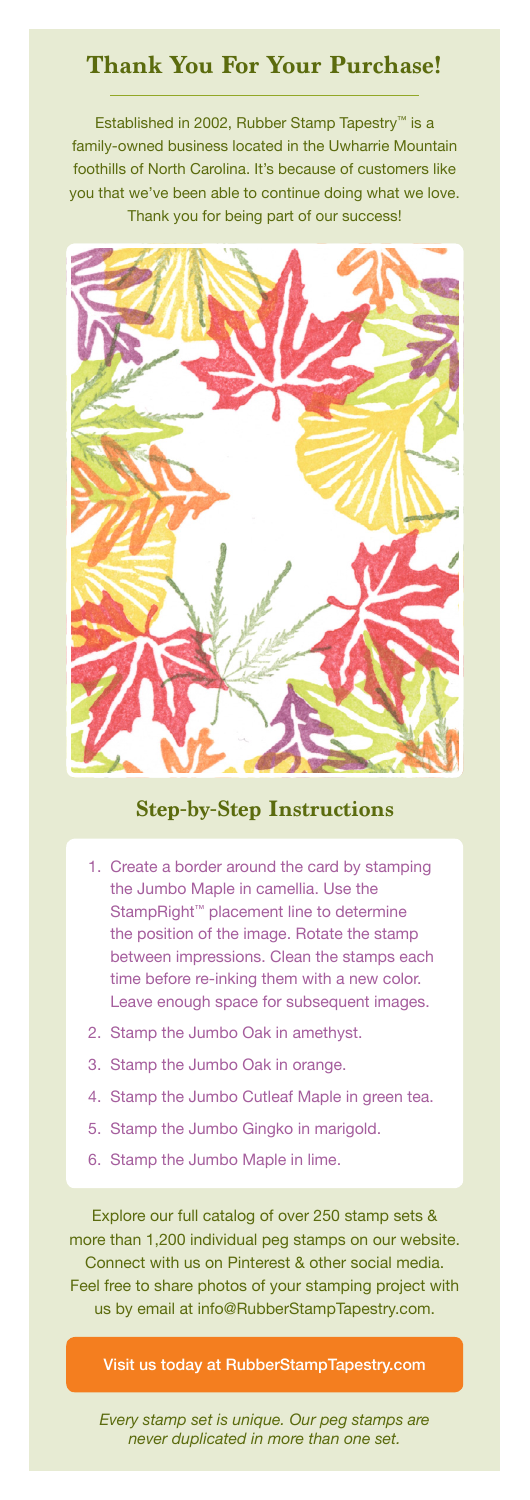## Thank You For Your Purchase!

Established in 2002, Rubber Stamp Tapestry™ is a family-owned business located in the Uwharrie Mountain foothills of North Carolina. It's because of customers like you that we've been able to continue doing what we love. Thank you for being part of our success!

## Step-by-Step Instructions

1. Create a border around the card by stamping the Jumbo Maple in camellia. Use the StampRight™ placement line to determine the position of the image. Rotate the stamp between impressions. Clean the stamps each time before re-inking them with a new color. Leave enough space for subsequent images.
2. Stamp the Jumbo Oak in amethyst.
3. Stamp the Jumbo Oak in orange.
4. Stamp the Jumbo Cutleaf Maple in green tea.
5. Stamp the Jumbo Gingko in marigold.
6. Stamp the Jumbo Maple in lime.

Explore our full catalog of over 250 stamp sets & more than 1,200 individual peg stamps on our website. Connect with us on Pinterest & other social media. Feel free to share photos of your stamping project with us by email at info@RubberStampTapestry.com.

**Visit us today at RubberStampTapestry.com**

*Every stamp set is unique. Our peg stamps are never duplicated in more than one set.*